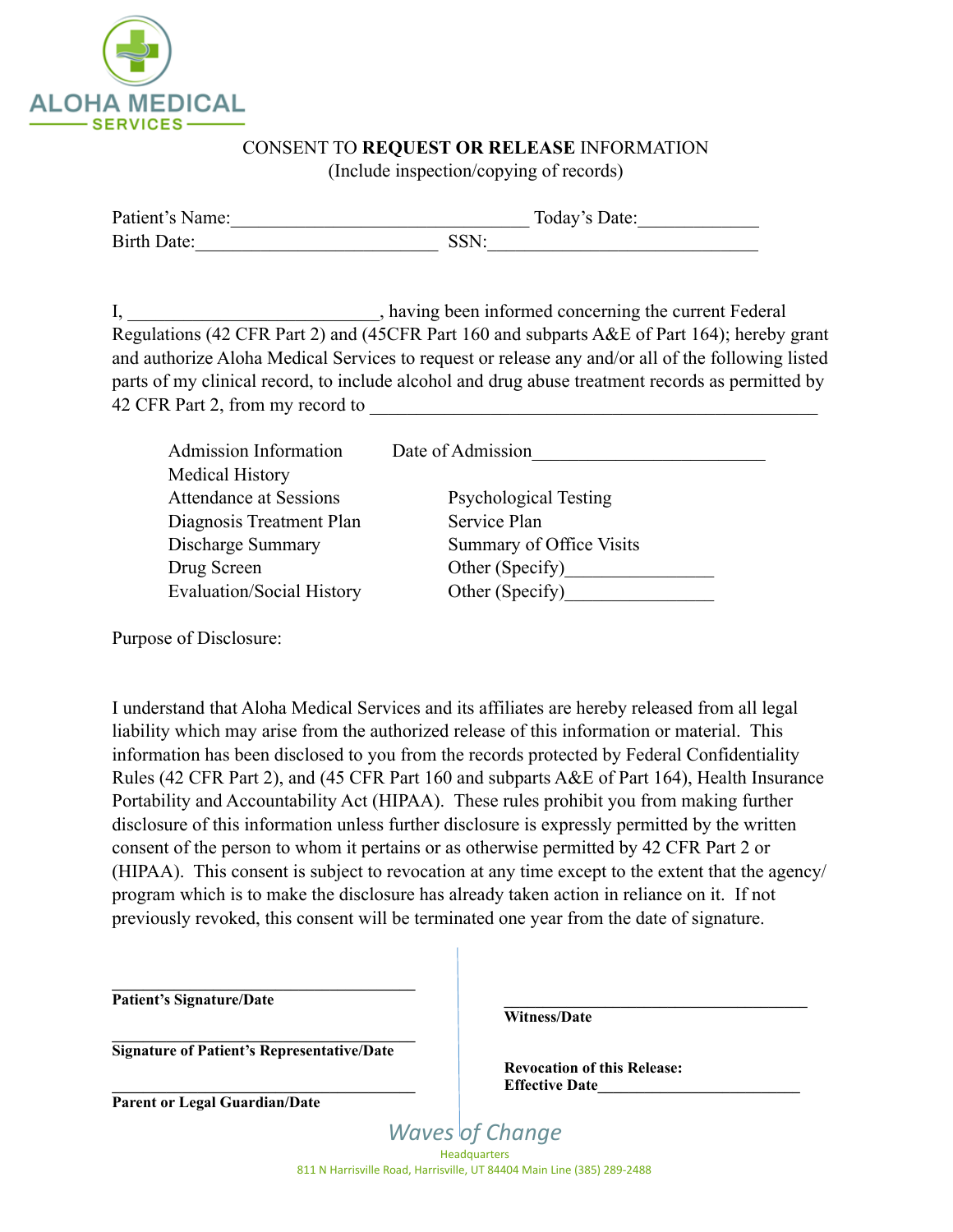ALOHA MEDICAL SERVICES

# CONSENT TO **REQUEST OR RELEASE** INFORMATION

(Include inspection/copying of records)

Patient's Name:_______________________________ Today's Date:____________

Birth Date:_________________________ SSN:____________________________

I, __________________________, having been informed concerning the current Federal Regulations (42 CFR Part 2) and (45CFR Part 160 and subparts A&E of Part 164); hereby grant and authorize Aloha Medical Services to request or release any and/or all of the following listed parts of my clinical record, to include alcohol and drug abuse treatment records as permitted by 42 CFR Part 2, from my record to _______________________________________________

Admission Information    Date of Admission________________________

Medical History

| | |
|---|---|
| Attendance at Sessions | Psychological Testing |
| Diagnosis Treatment Plan | Service Plan |
| Discharge Summary | Summary of Office Visits |
| Drug Screen | Other (Specify)_______________ |
| Evaluation/Social History | Other (Specify)_______________ |

Purpose of Disclosure:

I understand that Aloha Medical Services and its affiliates are hereby released from all legal liability which may arise from the authorized release of this information or material. This information has been disclosed to you from the records protected by Federal Confidentiality Rules (42 CFR Part 2), and (45 CFR Part 160 and subparts A&E of Part 164), Health Insurance Portability and Accountability Act (HIPAA). These rules prohibit you from making further disclosure of this information unless further disclosure is expressly permitted by the written consent of the person to whom it pertains or as otherwise permitted by 42 CFR Part 2 or (HIPAA). This consent is subject to revocation at any time except to the extent that the agency/program which is to make the disclosure has already taken action in reliance on it. If not previously revoked, this consent will be terminated one year from the date of signature.

___________________________________

**Patient's Signature/Date**

___________________________________

**Signature of Patient's Representative/Date**

___________________________________

**Parent or Legal Guardian/Date**

___________________________________

**Witness/Date**

**Revocation of this Release:**

**Effective Date**________________________

*Waves of Change*

Headquarters

811 N Harrisville Road, Harrisville, UT 84404 Main Line (385) 289-2488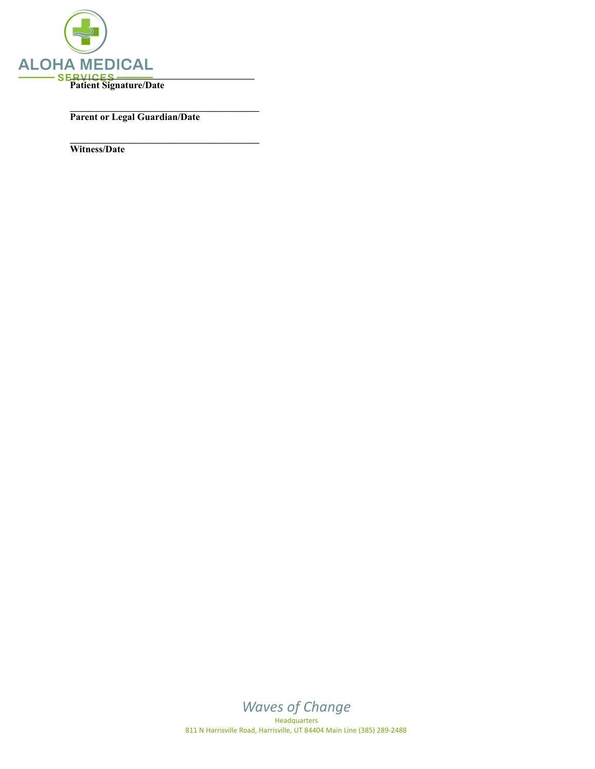\_\_\_\_\_\_\_\_\_\_\_\_\_\_\_\_\_\_\_\_\_\_\_\_\_\_\_\_\_\_\_\_\_\_\_\_\_\_\_

**Patient Signature/Date**

\_\_\_\_\_\_\_\_\_\_\_\_\_\_\_\_\_\_\_\_\_\_\_\_\_\_\_\_\_\_\_\_\_\_\_\_\_\_\_

**Parent or Legal Guardian/Date**

\_\_\_\_\_\_\_\_\_\_\_\_\_\_\_\_\_\_\_\_\_\_\_\_\_\_\_\_\_\_\_\_\_\_\_\_\_\_\_

**Witness/Date**